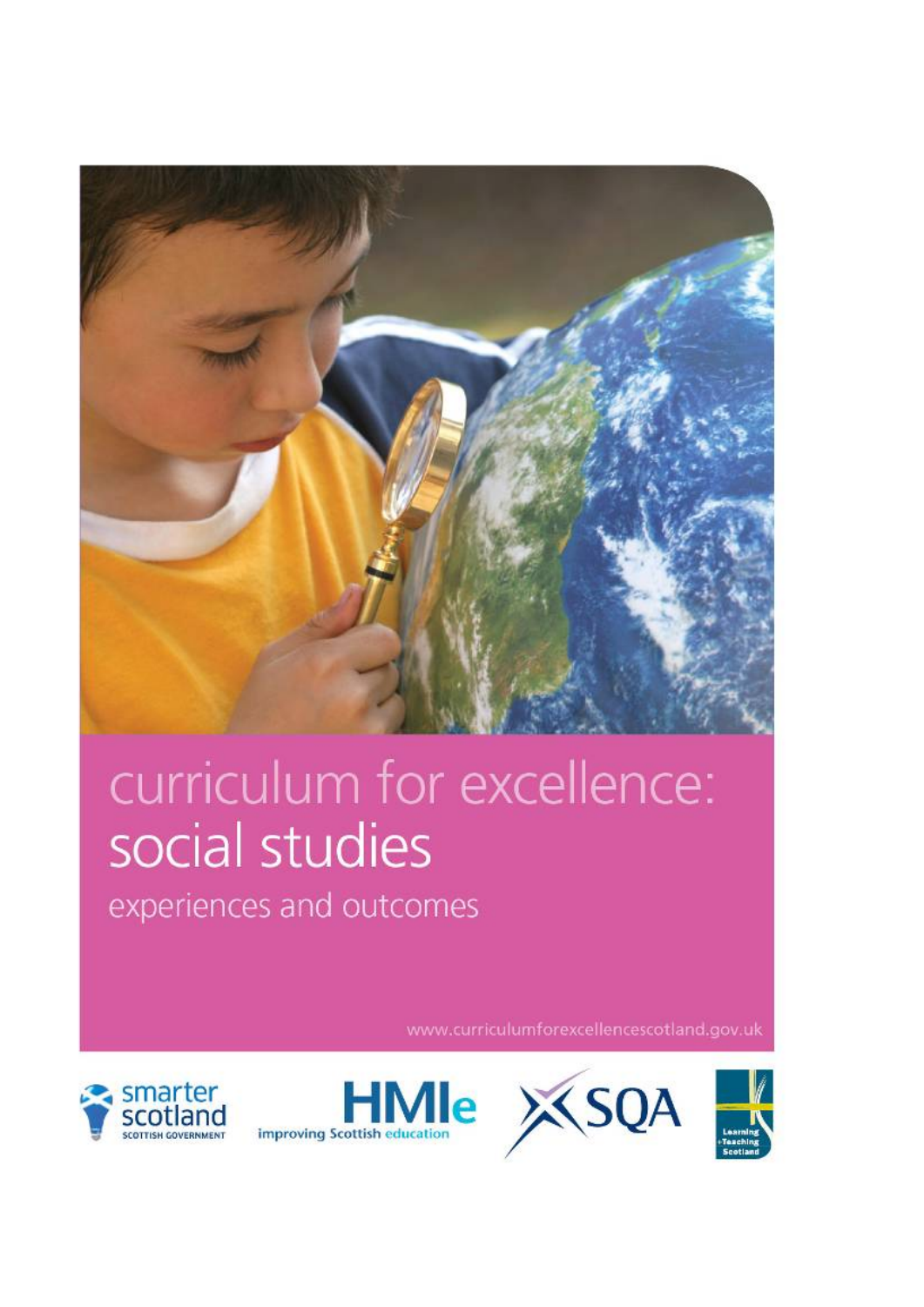# curriculum for excellence: social studies

## experiences and outcomes

www.curriculumforexcellencescotland.gov.uk

smarter scotland
SCOTTISH GOVERNMENT

HMIe
improving Scottish education

SQA

Learning + Teaching Scotland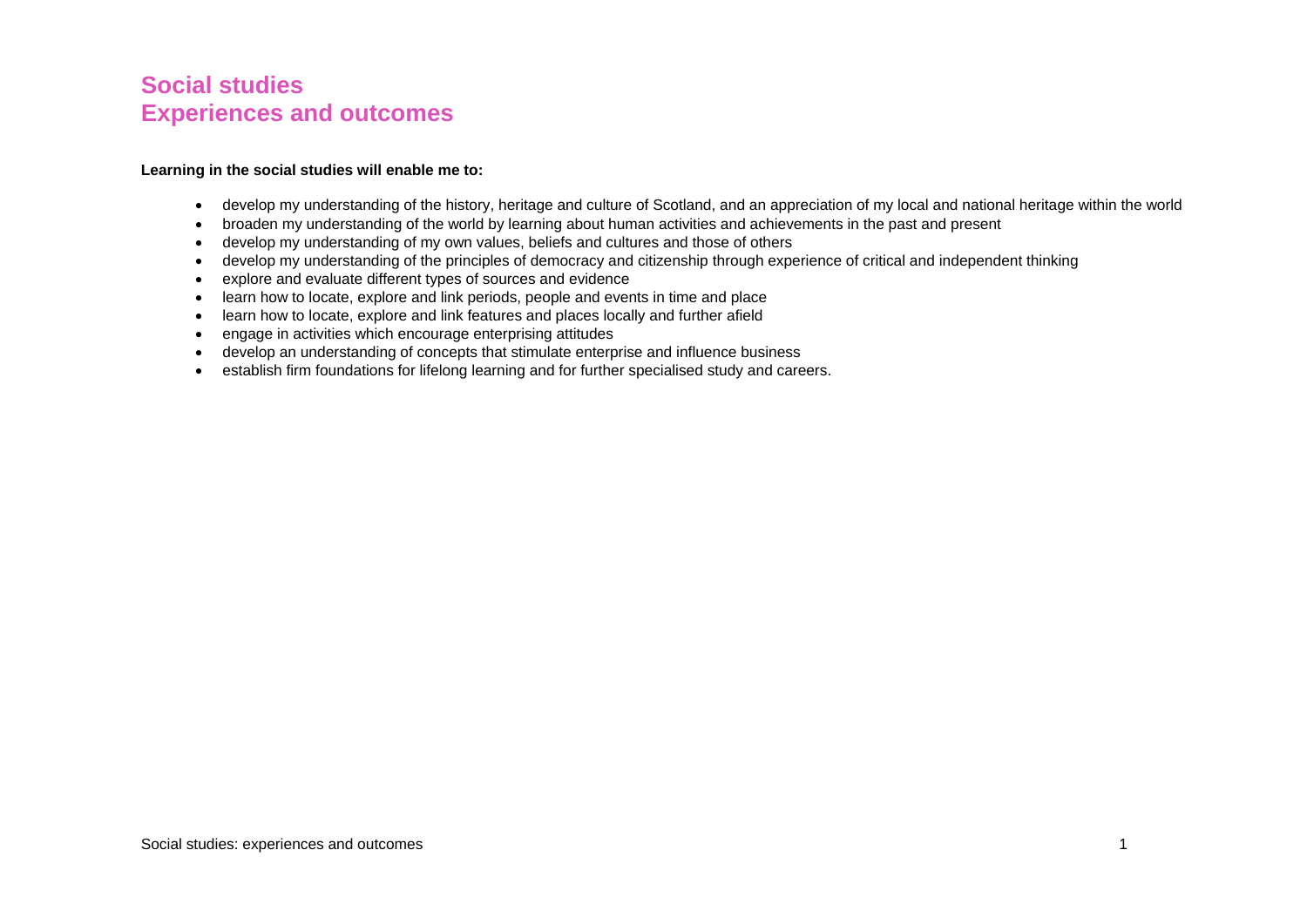# Social studies
# Experiences and outcomes

**Learning in the social studies will enable me to:**

- develop my understanding of the history, heritage and culture of Scotland, and an appreciation of my local and national heritage within the world
- broaden my understanding of the world by learning about human activities and achievements in the past and present
- develop my understanding of my own values, beliefs and cultures and those of others
- develop my understanding of the principles of democracy and citizenship through experience of critical and independent thinking
- explore and evaluate different types of sources and evidence
- learn how to locate, explore and link periods, people and events in time and place
- learn how to locate, explore and link features and places locally and further afield
- engage in activities which encourage enterprising attitudes
- develop an understanding of concepts that stimulate enterprise and influence business
- establish firm foundations for lifelong learning and for further specialised study and careers.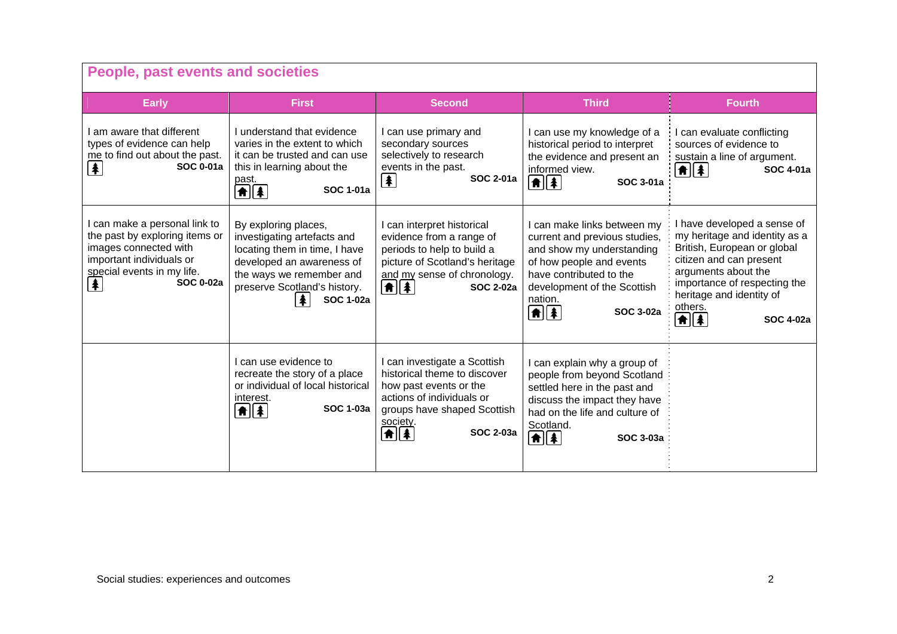## People, past events and societies

| Early | First | Second | Third | Fourth |
|---|---|---|---|---|
| I am aware that different types of evidence can help me to find out about the past. **SOC 0-01a** | I understand that evidence varies in the extent to which it can be trusted and can use this in learning about the past. **SOC 1-01a** | I can use primary and secondary sources selectively to research events in the past. **SOC 2-01a** | I can use my knowledge of a historical period to interpret the evidence and present an informed view. **SOC 3-01a** | I can evaluate conflicting sources of evidence to sustain a line of argument. **SOC 4-01a** |
| I can make a personal link to the past by exploring items or images connected with important individuals or special events in my life. **SOC 0-02a** | By exploring places, investigating artefacts and locating them in time, I have developed an awareness of the ways we remember and preserve Scotland's history. **SOC 1-02a** | I can interpret historical evidence from a range of periods to help to build a picture of Scotland's heritage and my sense of chronology. **SOC 2-02a** | I can make links between my current and previous studies, and show my understanding of how people and events have contributed to the development of the Scottish nation. **SOC 3-02a** | I have developed a sense of my heritage and identity as a British, European or global citizen and can present arguments about the importance of respecting the heritage and identity of others. **SOC 4-02a** |
| | I can use evidence to recreate the story of a place or individual of local historical interest. **SOC 1-03a** | I can investigate a Scottish historical theme to discover how past events or the actions of individuals or groups have shaped Scottish society. **SOC 2-03a** | I can explain why a group of people from beyond Scotland settled here in the past and discuss the impact they have had on the life and culture of Scotland. **SOC 3-03a** | |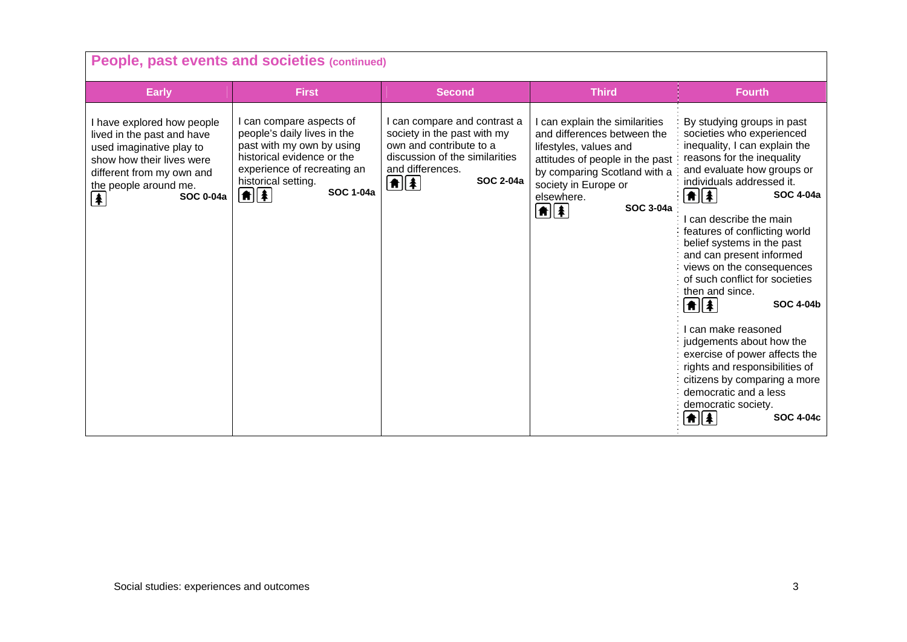## People, past events and societies (continued)

| Early | First | Second | Third | Fourth |
|---|---|---|---|---|
| I have explored how people lived in the past and have used imaginative play to show how their lives were different from my own and the people around me. **SOC 0-04a** | I can compare aspects of people's daily lives in the past with my own by using historical evidence or the experience of recreating an historical setting. **SOC 1-04a** | I can compare and contrast a society in the past with my own and contribute to a discussion of the similarities and differences. **SOC 2-04a** | I can explain the similarities and differences between the lifestyles, values and attitudes of people in the past by comparing Scotland with a society in Europe or elsewhere. **SOC 3-04a** | By studying groups in past societies who experienced inequality, I can explain the reasons for the inequality and evaluate how groups or individuals addressed it. **SOC 4-04a**<br><br>I can describe the main features of conflicting world belief systems in the past and can present informed views on the consequences of such conflict for societies then and since. **SOC 4-04b**<br><br>I can make reasoned judgements about how the exercise of power affects the rights and responsibilities of citizens by comparing a more democratic and a less democratic society. **SOC 4-04c** |

Social studies: experiences and outcomes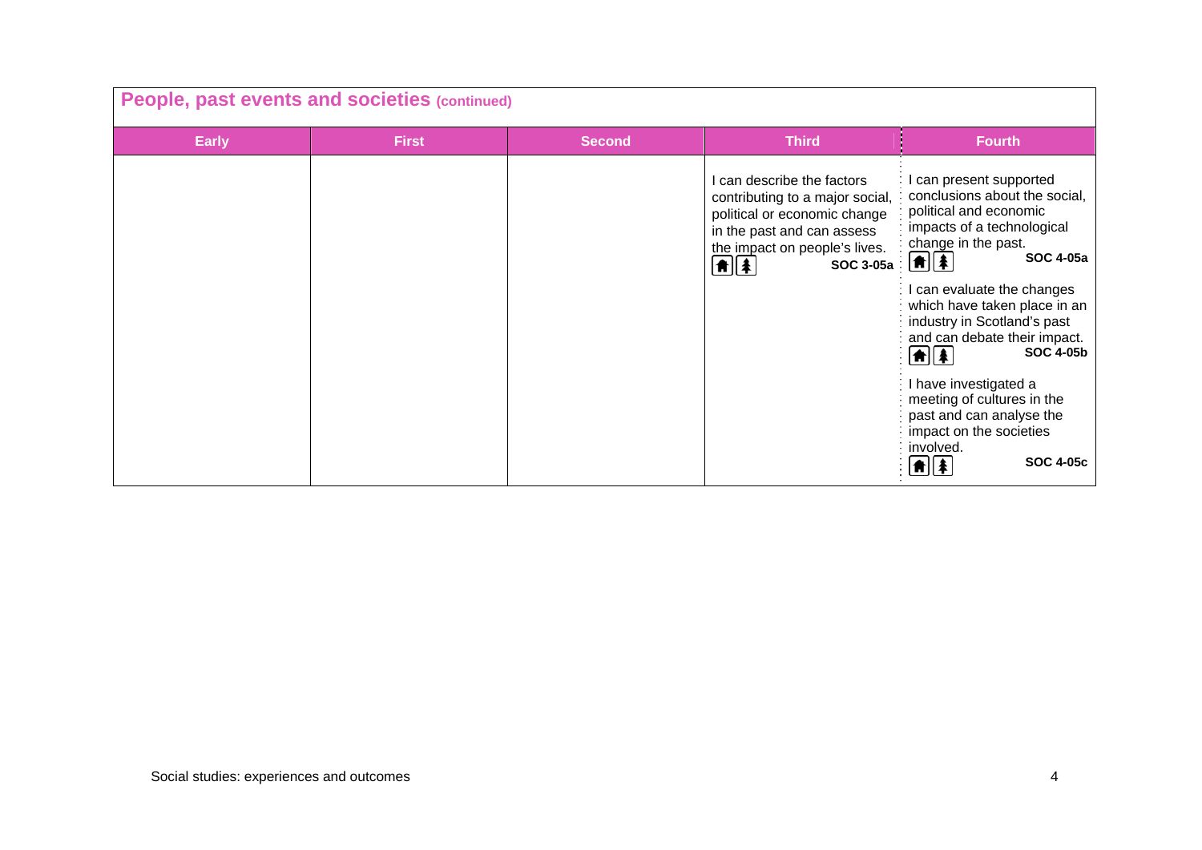## People, past events and societies (continued)

| Early | First | Second | Third | Fourth |
|---|---|---|---|---|
| | | | I can describe the factors contributing to a major social, political or economic change in the past and can assess the impact on people's lives. **SOC 3-05a** | I can present supported conclusions about the social, political and economic impacts of a technological change in the past. **SOC 4-05a**<br><br>I can evaluate the changes which have taken place in an industry in Scotland's past and can debate their impact. **SOC 4-05b**<br><br>I have investigated a meeting of cultures in the past and can analyse the impact on the societies involved. **SOC 4-05c** |

Social studies: experiences and outcomes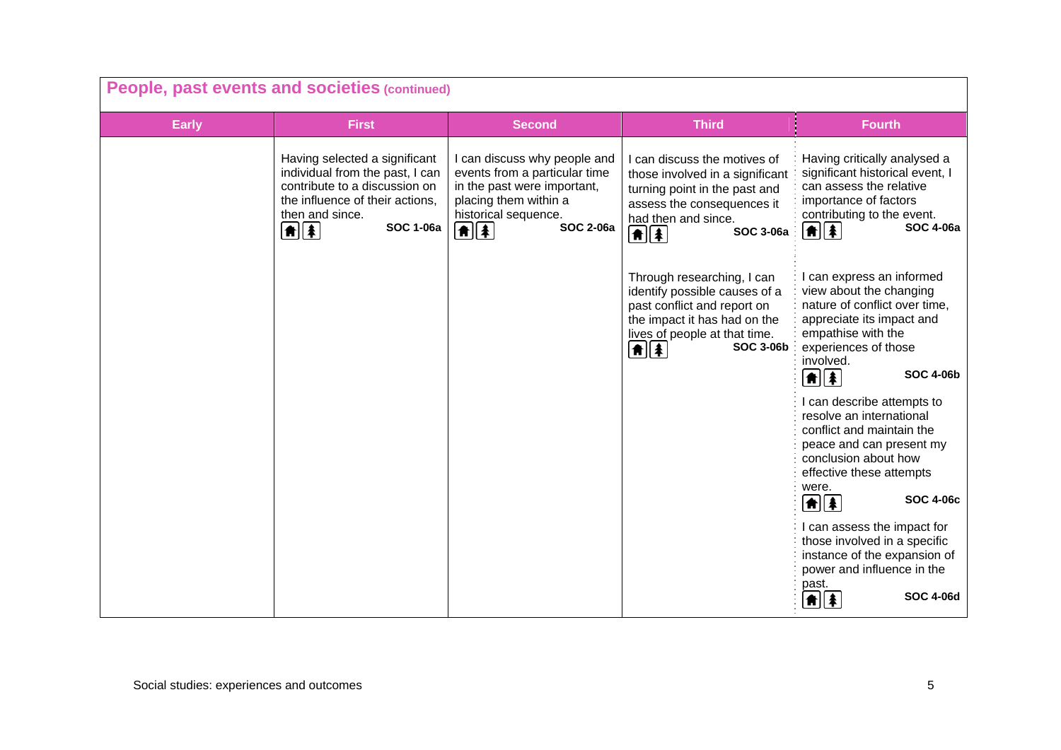## People, past events and societies (continued)

| Early | First | Second | Third | Fourth |
|---|---|---|---|---|
| | Having selected a significant individual from the past, I can contribute to a discussion on the influence of their actions, then and since. **SOC 1-06a** | I can discuss why people and events from a particular time in the past were important, placing them within a historical sequence. **SOC 2-06a** | I can discuss the motives of those involved in a significant turning point in the past and assess the consequences it had then and since. **SOC 3-06a** | Having critically analysed a significant historical event, I can assess the relative importance of factors contributing to the event. **SOC 4-06a** |
| | | | Through researching, I can identify possible causes of a past conflict and report on the impact it has had on the lives of people at that time. **SOC 3-06b** | I can express an informed view about the changing nature of conflict over time, appreciate its impact and empathise with the experiences of those involved. **SOC 4-06b** |
| | | | | I can describe attempts to resolve an international conflict and maintain the peace and can present my conclusion about how effective these attempts were. **SOC 4-06c** |
| | | | | I can assess the impact for those involved in a specific instance of the expansion of power and influence in the past. **SOC 4-06d** |

Social studies: experiences and outcomes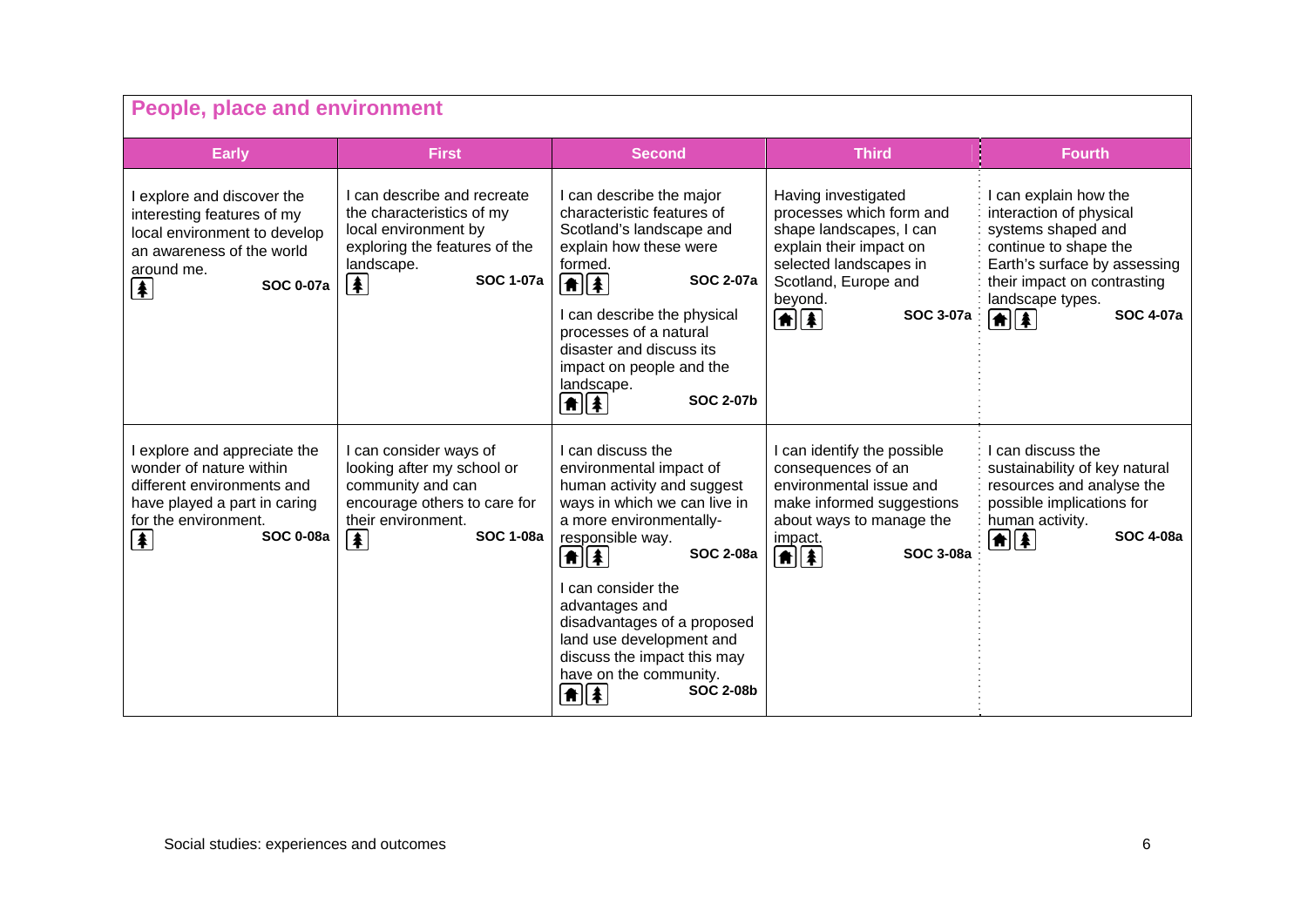## People, place and environment

| Early | First | Second | Third | Fourth |
|---|---|---|---|---|
| I explore and discover the interesting features of my local environment to develop an awareness of the world around me. **SOC 0-07a** | I can describe and recreate the characteristics of my local environment by exploring the features of the landscape. **SOC 1-07a** | I can describe the major characteristic features of Scotland's landscape and explain how these were formed. **SOC 2-07a**<br><br>I can describe the physical processes of a natural disaster and discuss its impact on people and the landscape. **SOC 2-07b** | Having investigated processes which form and shape landscapes, I can explain their impact on selected landscapes in Scotland, Europe and beyond. **SOC 3-07a** | I can explain how the interaction of physical systems shaped and continue to shape the Earth's surface by assessing their impact on contrasting landscape types. **SOC 4-07a** |
| I explore and appreciate the wonder of nature within different environments and have played a part in caring for the environment. **SOC 0-08a** | I can consider ways of looking after my school or community and can encourage others to care for their environment. **SOC 1-08a** | I can discuss the environmental impact of human activity and suggest ways in which we can live in a more environmentally-responsible way. **SOC 2-08a**<br><br>I can consider the advantages and disadvantages of a proposed land use development and discuss the impact this may have on the community. **SOC 2-08b** | I can identify the possible consequences of an environmental issue and make informed suggestions about ways to manage the impact. **SOC 3-08a** | I can discuss the sustainability of key natural resources and analyse the possible implications for human activity. **SOC 4-08a** |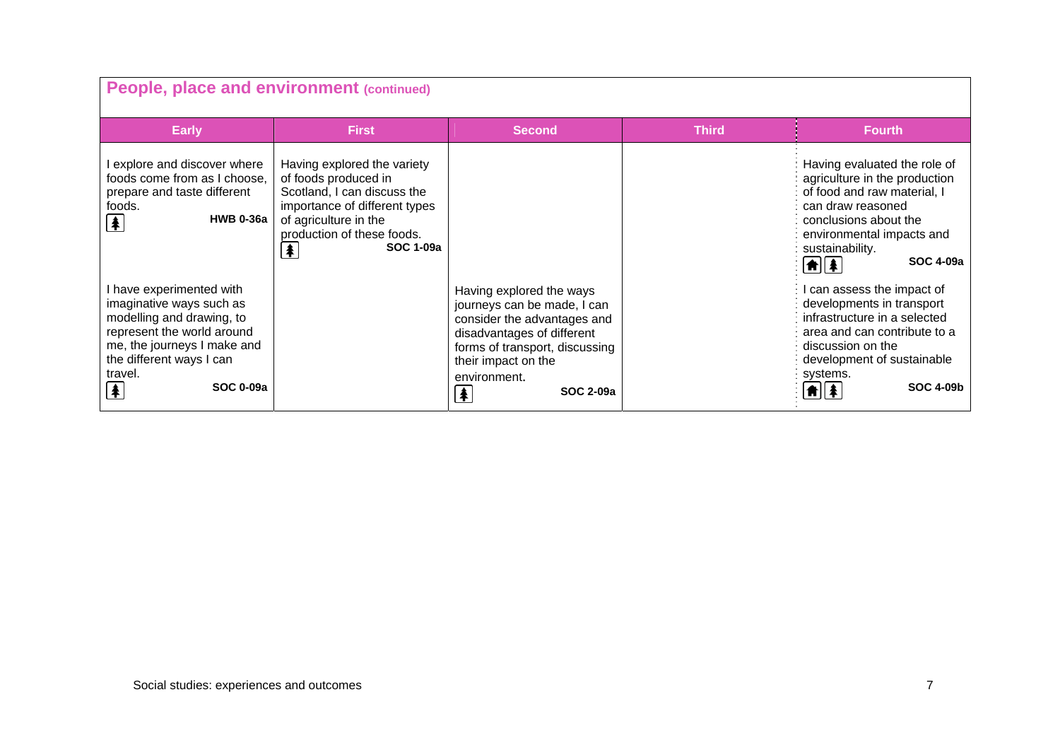## People, place and environment (continued)

| Early | First | Second | Third | Fourth |
|---|---|---|---|---|
| I explore and discover where foods come from as I choose, prepare and taste different foods. **HWB 0-36a** | Having explored the variety of foods produced in Scotland, I can discuss the importance of different types of agriculture in the production of these foods. **SOC 1-09a** | | | Having evaluated the role of agriculture in the production of food and raw material, I can draw reasoned conclusions about the environmental impacts and sustainability. **SOC 4-09a** |
| I have experimented with imaginative ways such as modelling and drawing, to represent the world around me, the journeys I make and the different ways I can travel. **SOC 0-09a** | | Having explored the ways journeys can be made, I can consider the advantages and disadvantages of different forms of transport, discussing their impact on the environment. **SOC 2-09a** | | I can assess the impact of developments in transport infrastructure in a selected area and can contribute to a discussion on the development of sustainable systems. **SOC 4-09b** |

Social studies: experiences and outcomes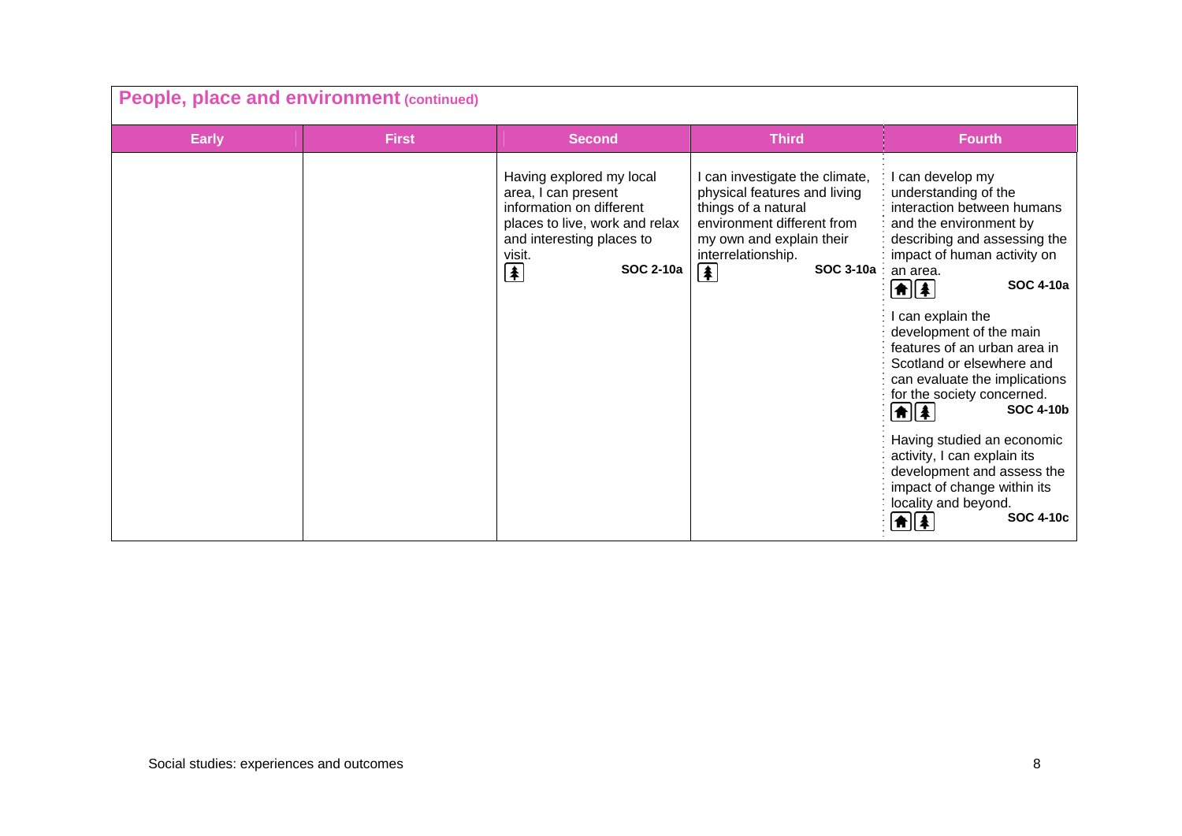## People, place and environment (continued)

| Early | First | Second | Third | Fourth |
|---|---|---|---|---|
| | | Having explored my local area, I can present information on different places to live, work and relax and interesting places to visit. **SOC 2-10a** | I can investigate the climate, physical features and living things of a natural environment different from my own and explain their interrelationship. **SOC 3-10a** | I can develop my understanding of the interaction between humans and the environment by describing and assessing the impact of human activity on an area. **SOC 4-10a**<br><br>I can explain the development of the main features of an urban area in Scotland or elsewhere and can evaluate the implications for the society concerned. **SOC 4-10b**<br><br>Having studied an economic activity, I can explain its development and assess the impact of change within its locality and beyond. **SOC 4-10c** |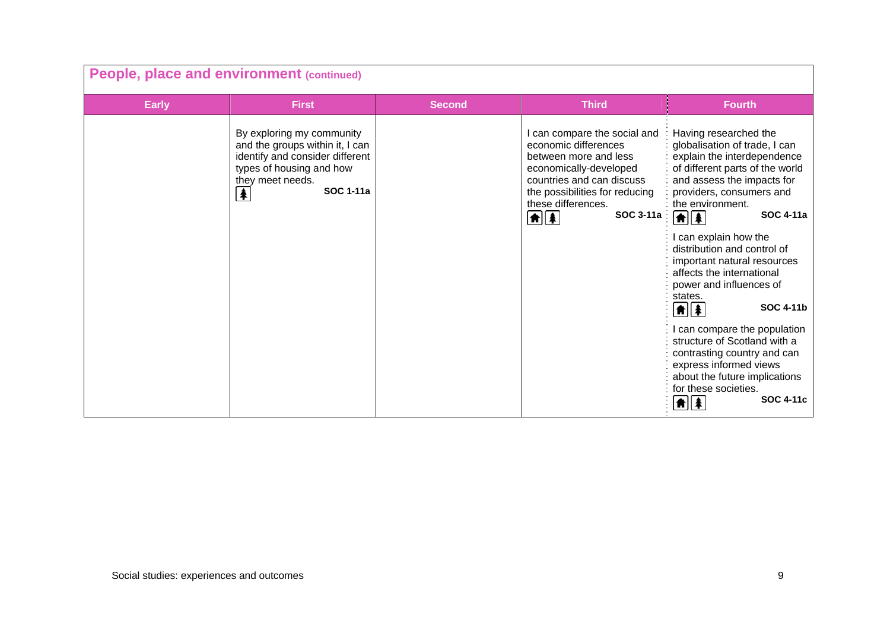## People, place and environment (continued)

| Early | First | Second | Third | Fourth |
| --- | --- | --- | --- | --- |
| | By exploring my community and the groups within it, I can identify and consider different types of housing and how they meet needs. **SOC 1-11a** | | I can compare the social and economic differences between more and less economically-developed countries and can discuss the possibilities for reducing these differences. **SOC 3-11a** | Having researched the globalisation of trade, I can explain the interdependence of different parts of the world and assess the impacts for providers, consumers and the environment. **SOC 4-11a**<br><br>I can explain how the distribution and control of important natural resources affects the international power and influences of states. **SOC 4-11b**<br><br>I can compare the population structure of Scotland with a contrasting country and can express informed views about the future implications for these societies. **SOC 4-11c** |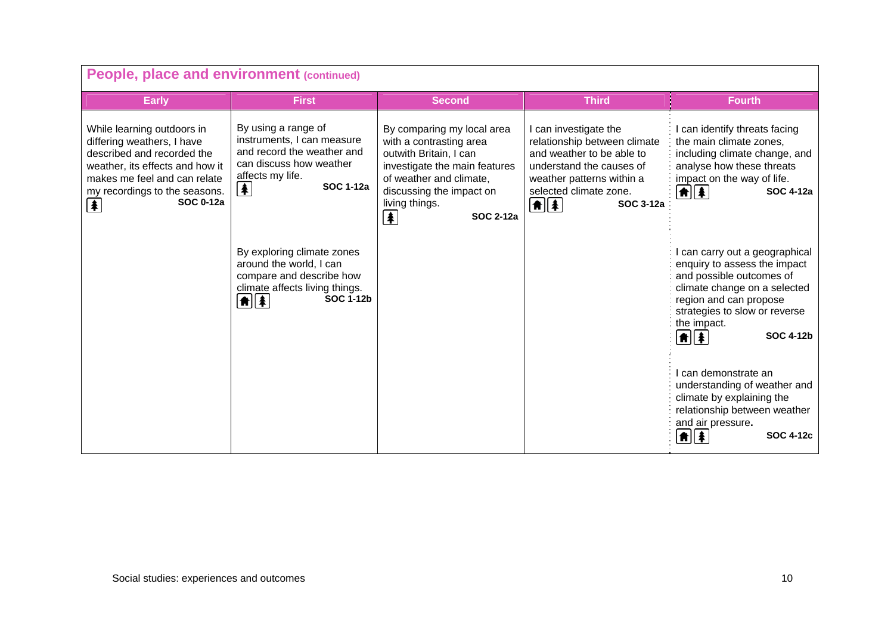## People, place and environment (continued)

| Early | First | Second | Third | Fourth |
|---|---|---|---|---|
| While learning outdoors in differing weathers, I have described and recorded the weather, its effects and how it makes me feel and can relate my recordings to the seasons. **SOC 0-12a** | By using a range of instruments, I can measure and record the weather and can discuss how weather affects my life. **SOC 1-12a** | By comparing my local area with a contrasting area outwith Britain, I can investigate the main features of weather and climate, discussing the impact on living things. **SOC 2-12a** | I can investigate the relationship between climate and weather to be able to understand the causes of weather patterns within a selected climate zone. **SOC 3-12a** | I can identify threats facing the main climate zones, including climate change, and analyse how these threats impact on the way of life. **SOC 4-12a** |
| | By exploring climate zones around the world, I can compare and describe how climate affects living things. **SOC 1-12b** | | | I can carry out a geographical enquiry to assess the impact and possible outcomes of climate change on a selected region and can propose strategies to slow or reverse the impact. **SOC 4-12b** |
| | | | | I can demonstrate an understanding of weather and climate by explaining the relationship between weather and air pressure. **SOC 4-12c** |

Social studies: experiences and outcomes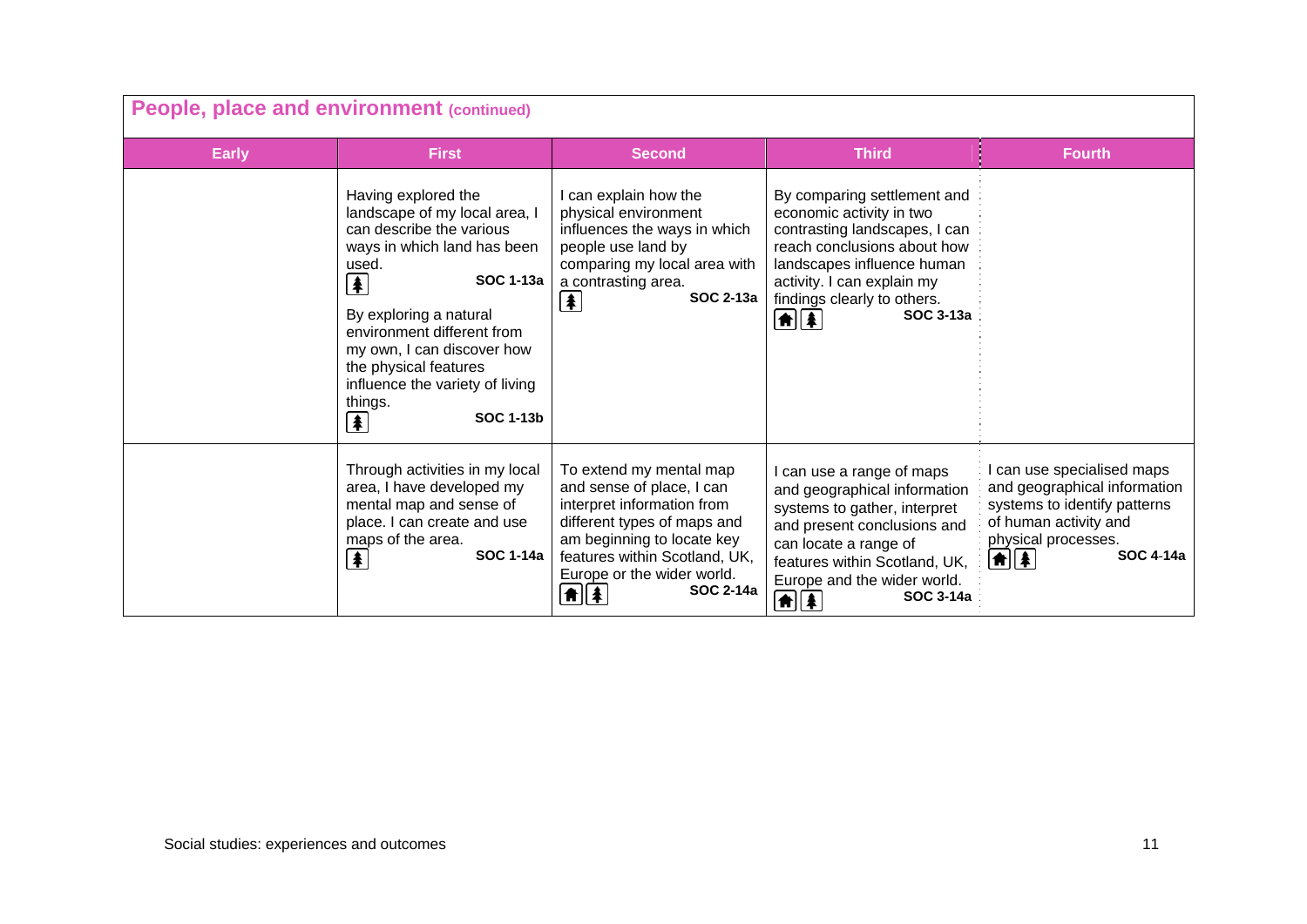## People, place and environment (continued)

| Early | First | Second | Third | Fourth |
|---|---|---|---|---|
| | Having explored the landscape of my local area, I can describe the various ways in which land has been used. **SOC 1-13a**<br><br>By exploring a natural environment different from my own, I can discover how the physical features influence the variety of living things. **SOC 1-13b** | I can explain how the physical environment influences the ways in which people use land by comparing my local area with a contrasting area. **SOC 2-13a** | By comparing settlement and economic activity in two contrasting landscapes, I can reach conclusions about how landscapes influence human activity. I can explain my findings clearly to others. **SOC 3-13a** | |
| | Through activities in my local area, I have developed my mental map and sense of place. I can create and use maps of the area. **SOC 1-14a** | To extend my mental map and sense of place, I can interpret information from different types of maps and am beginning to locate key features within Scotland, UK, Europe or the wider world. **SOC 2-14a** | I can use a range of maps and geographical information systems to gather, interpret and present conclusions and can locate a range of features within Scotland, UK, Europe and the wider world. **SOC 3-14a** | I can use specialised maps and geographical information systems to identify patterns of human activity and physical processes. **SOC 4-14a** |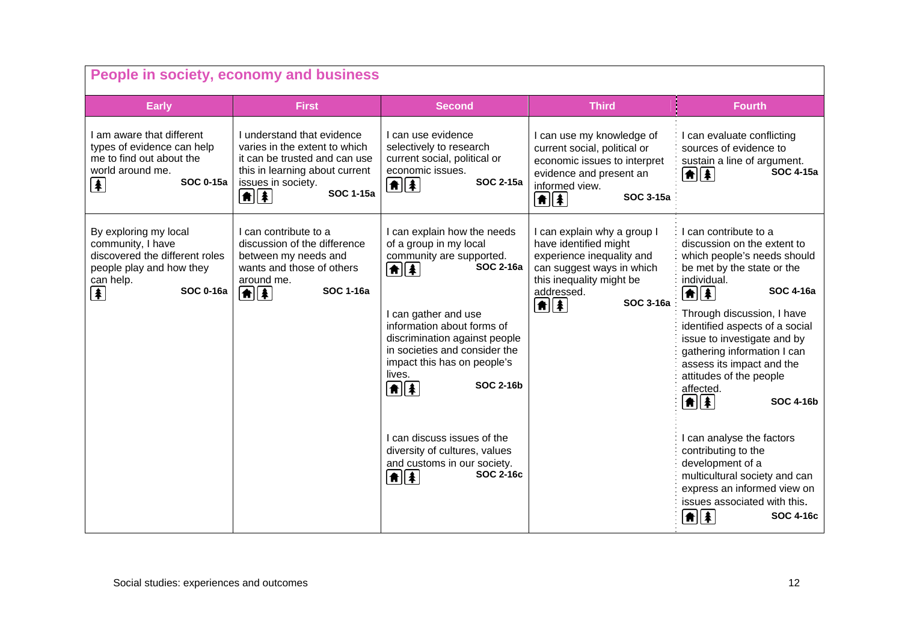## People in society, economy and business

| Early | First | Second | Third | Fourth |
|---|---|---|---|---|
| I am aware that different types of evidence can help me to find out about the world around me. **SOC 0-15a** | I understand that evidence varies in the extent to which it can be trusted and can use this in learning about current issues in society. **SOC 1-15a** | I can use evidence selectively to research current social, political or economic issues. **SOC 2-15a** | I can use my knowledge of current social, political or economic issues to interpret evidence and present an informed view. **SOC 3-15a** | I can evaluate conflicting sources of evidence to sustain a line of argument. **SOC 4-15a** |
| By exploring my local community, I have discovered the different roles people play and how they can help. **SOC 0-16a** | I can contribute to a discussion of the difference between my needs and wants and those of others around me. **SOC 1-16a** | I can explain how the needs of a group in my local community are supported. **SOC 2-16a**<br><br>I can gather and use information about forms of discrimination against people in societies and consider the impact this has on people's lives. **SOC 2-16b**<br><br>I can discuss issues of the diversity of cultures, values and customs in our society. **SOC 2-16c** | I can explain why a group I have identified might experience inequality and can suggest ways in which this inequality might be addressed. **SOC 3-16a** | I can contribute to a discussion on the extent to which people's needs should be met by the state or the individual. **SOC 4-16a**<br><br>Through discussion, I have identified aspects of a social issue to investigate and by gathering information I can assess its impact and the attitudes of the people affected. **SOC 4-16b**<br><br>I can analyse the factors contributing to the development of a multicultural society and can express an informed view on issues associated with this. **SOC 4-16c** |

Social studies: experiences and outcomes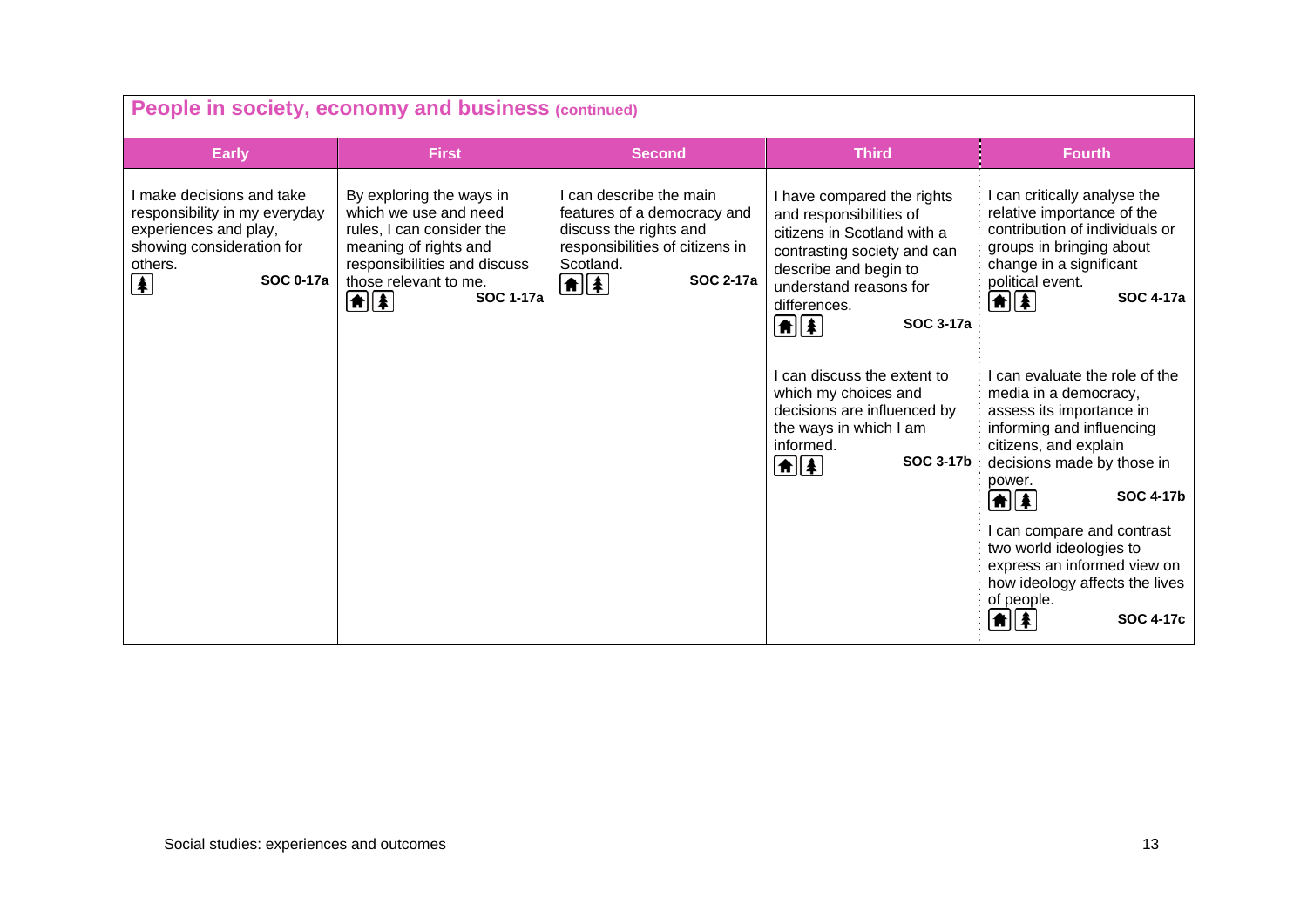## People in society, economy and business (continued)

| Early | First | Second | Third | Fourth |
|---|---|---|---|---|
| I make decisions and take responsibility in my everyday experiences and play, showing consideration for others. **SOC 0-17a** | By exploring the ways in which we use and need rules, I can consider the meaning of rights and responsibilities and discuss those relevant to me. **SOC 1-17a** | I can describe the main features of a democracy and discuss the rights and responsibilities of citizens in Scotland. **SOC 2-17a** | I have compared the rights and responsibilities of citizens in Scotland with a contrasting society and can describe and begin to understand reasons for differences. **SOC 3-17a** | I can critically analyse the relative importance of the contribution of individuals or groups in bringing about change in a significant political event. **SOC 4-17a** |
| | | | I can discuss the extent to which my choices and decisions are influenced by the ways in which I am informed. **SOC 3-17b** | I can evaluate the role of the media in a democracy, assess its importance in informing and influencing citizens, and explain decisions made by those in power. **SOC 4-17b** |
| | | | | I can compare and contrast two world ideologies to express an informed view on how ideology affects the lives of people. **SOC 4-17c** |

Social studies: experiences and outcomes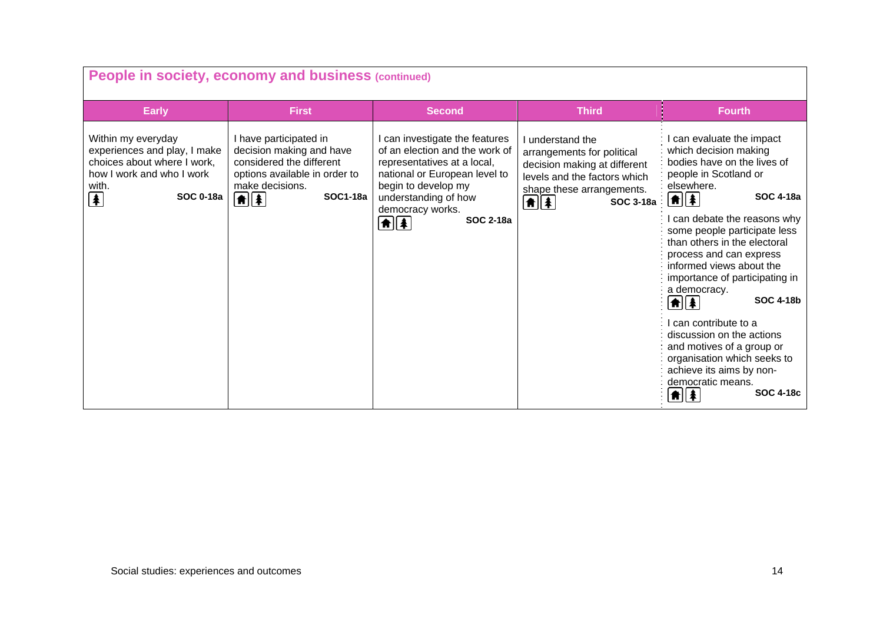## People in society, economy and business (continued)

| Early | First | Second | Third | Fourth |
|---|---|---|---|---|
| Within my everyday experiences and play, I make choices about where I work, how I work and who I work with. **SOC 0-18a** | I have participated in decision making and have considered the different options available in order to make decisions. **SOC1-18a** | I can investigate the features of an election and the work of representatives at a local, national or European level to begin to develop my understanding of how democracy works. **SOC 2-18a** | I understand the arrangements for political decision making at different levels and the factors which shape these arrangements. **SOC 3-18a** | I can evaluate the impact which decision making bodies have on the lives of people in Scotland or elsewhere. **SOC 4-18a**<br><br>I can debate the reasons why some people participate less than others in the electoral process and can express informed views about the importance of participating in a democracy. **SOC 4-18b**<br><br>I can contribute to a discussion on the actions and motives of a group or organisation which seeks to achieve its aims by non-democratic means. **SOC 4-18c** |

Social studies: experiences and outcomes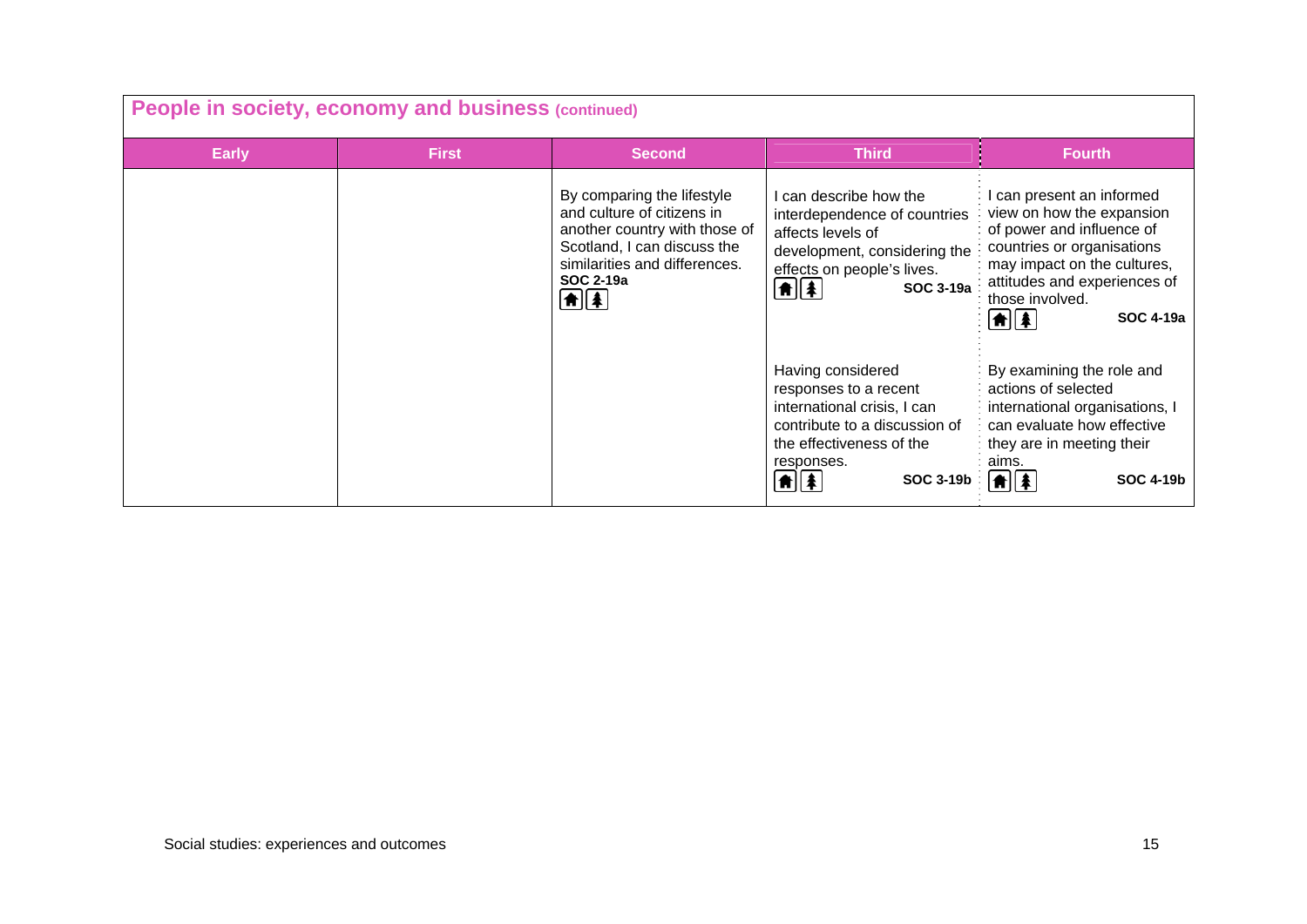## People in society, economy and business (continued)

| Early | First | Second | Third | Fourth |
|---|---|---|---|---|
| | | By comparing the lifestyle and culture of citizens in another country with those of Scotland, I can discuss the similarities and differences. **SOC 2-19a** | I can describe how the interdependence of countries affects levels of development, considering the effects on people's lives. **SOC 3-19a** | I can present an informed view on how the expansion of power and influence of countries or organisations may impact on the cultures, attitudes and experiences of those involved. **SOC 4-19a** |
| | | | Having considered responses to a recent international crisis, I can contribute to a discussion of the effectiveness of the responses. **SOC 3-19b** | By examining the role and actions of selected international organisations, I can evaluate how effective they are in meeting their aims. **SOC 4-19b** |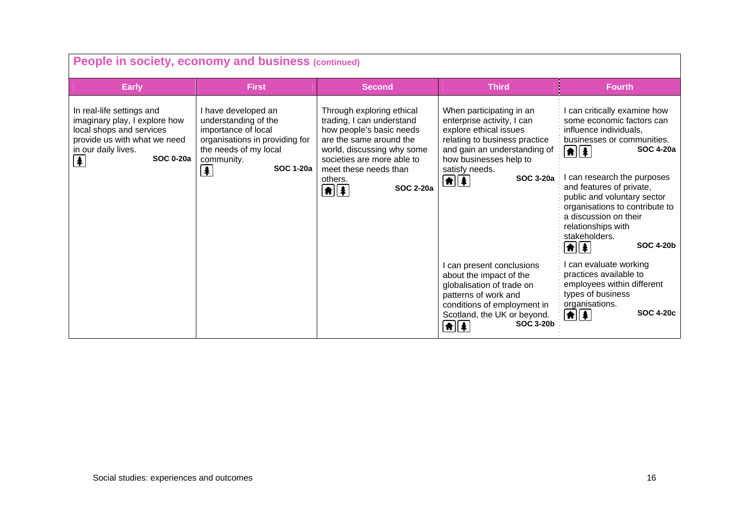## People in society, economy and business (continued)

| Early | First | Second | Third | Fourth |
|---|---|---|---|---|
| In real-life settings and imaginary play, I explore how local shops and services provide us with what we need in our daily lives. **SOC 0-20a** | I have developed an understanding of the importance of local organisations in providing for the needs of my local community. **SOC 1-20a** | Through exploring ethical trading, I can understand how people's basic needs are the same around the world, discussing why some societies are more able to meet these needs than others. **SOC 2-20a** | When participating in an enterprise activity, I can explore ethical issues relating to business practice and gain an understanding of how businesses help to satisfy needs. **SOC 3-20a** | I can critically examine how some economic factors can influence individuals, businesses or communities. **SOC 4-20a**<br><br>I can research the purposes and features of private, public and voluntary sector organisations to contribute to a discussion on their relationships with stakeholders. **SOC 4-20b** |
| | | | I can present conclusions about the impact of the globalisation of trade on patterns of work and conditions of employment in Scotland, the UK or beyond. **SOC 3-20b** | I can evaluate working practices available to employees within different types of business organisations. **SOC 4-20c** |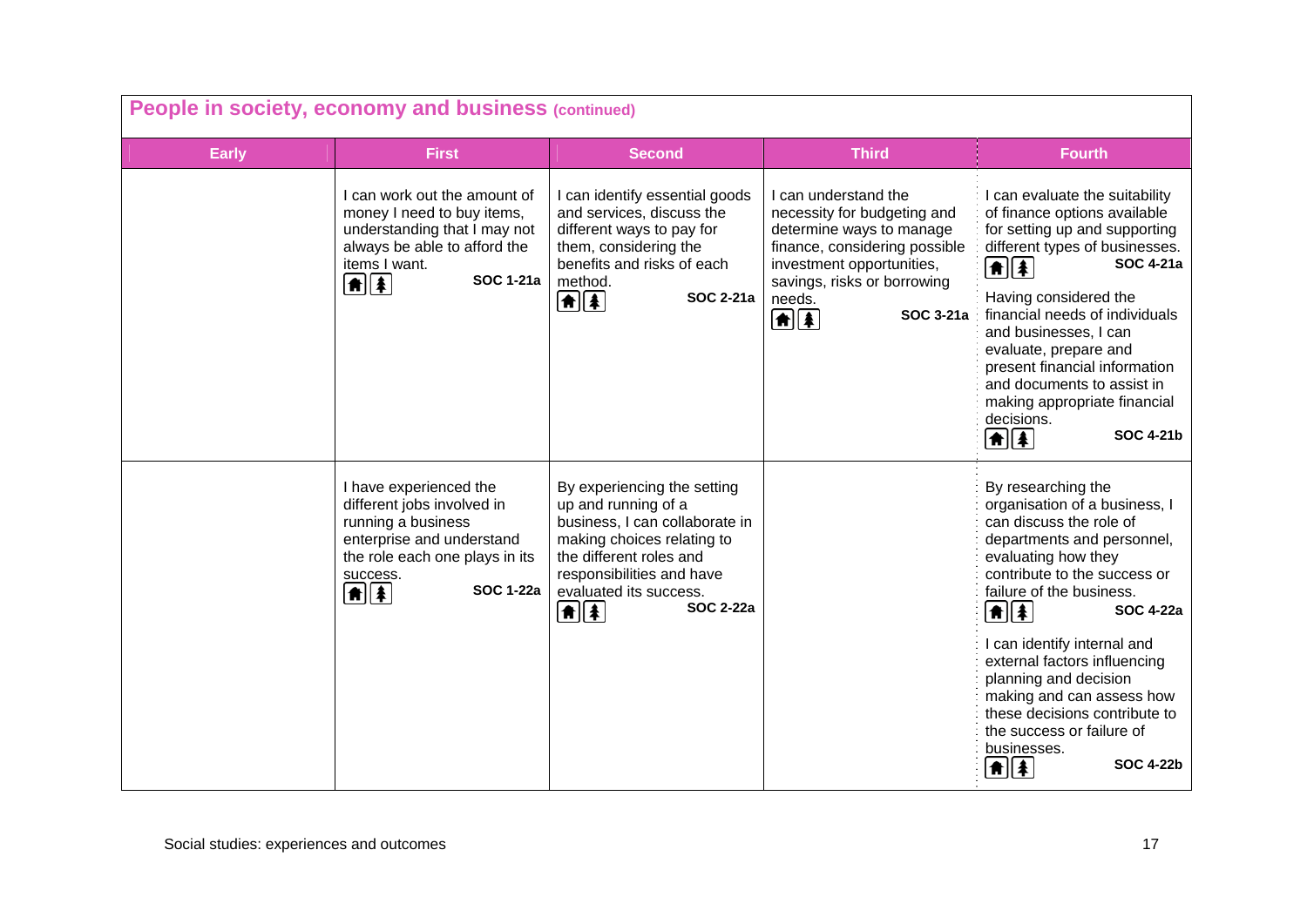## People in society, economy and business (continued)

| Early | First | Second | Third | Fourth |
| --- | --- | --- | --- | --- |
| | I can work out the amount of money I need to buy items, understanding that I may not always be able to afford the items I want. **SOC 1-21a** | I can identify essential goods and services, discuss the different ways to pay for them, considering the benefits and risks of each method. **SOC 2-21a** | I can understand the necessity for budgeting and determine ways to manage finance, considering possible investment opportunities, savings, risks or borrowing needs. **SOC 3-21a** | I can evaluate the suitability of finance options available for setting up and supporting different types of businesses. **SOC 4-21a**<br><br>Having considered the financial needs of individuals and businesses, I can evaluate, prepare and present financial information and documents to assist in making appropriate financial decisions. **SOC 4-21b** |
| | I have experienced the different jobs involved in running a business enterprise and understand the role each one plays in its success. **SOC 1-22a** | By experiencing the setting up and running of a business, I can collaborate in making choices relating to the different roles and responsibilities and have evaluated its success. **SOC 2-22a** | | By researching the organisation of a business, I can discuss the role of departments and personnel, evaluating how they contribute to the success or failure of the business. **SOC 4-22a**<br><br>I can identify internal and external factors influencing planning and decision making and can assess how these decisions contribute to the success or failure of businesses. **SOC 4-22b** |

Social studies: experiences and outcomes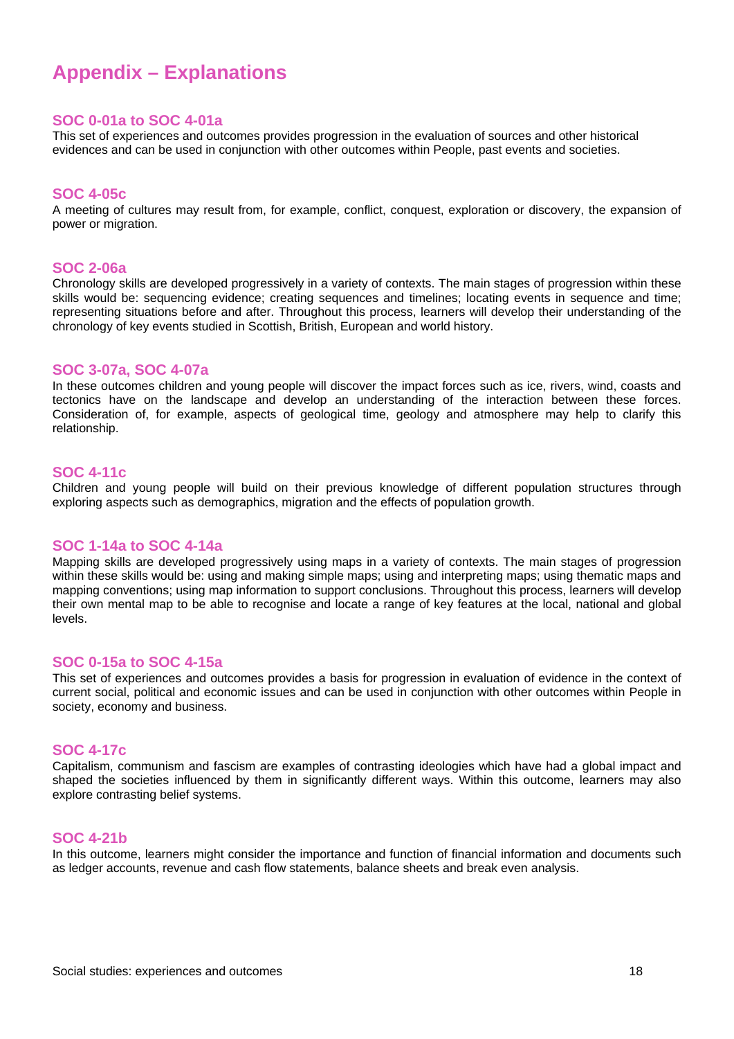# Appendix – Explanations

### SOC 0-01a to SOC 4-01a

This set of experiences and outcomes provides progression in the evaluation of sources and other historical evidences and can be used in conjunction with other outcomes within People, past events and societies.

### SOC 4-05c

A meeting of cultures may result from, for example, conflict, conquest, exploration or discovery, the expansion of power or migration.

### SOC 2-06a

Chronology skills are developed progressively in a variety of contexts. The main stages of progression within these skills would be: sequencing evidence; creating sequences and timelines; locating events in sequence and time; representing situations before and after. Throughout this process, learners will develop their understanding of the chronology of key events studied in Scottish, British, European and world history.

### SOC 3-07a, SOC 4-07a

In these outcomes children and young people will discover the impact forces such as ice, rivers, wind, coasts and tectonics have on the landscape and develop an understanding of the interaction between these forces. Consideration of, for example, aspects of geological time, geology and atmosphere may help to clarify this relationship.

### SOC 4-11c

Children and young people will build on their previous knowledge of different population structures through exploring aspects such as demographics, migration and the effects of population growth.

### SOC 1-14a to SOC 4-14a

Mapping skills are developed progressively using maps in a variety of contexts. The main stages of progression within these skills would be: using and making simple maps; using and interpreting maps; using thematic maps and mapping conventions; using map information to support conclusions. Throughout this process, learners will develop their own mental map to be able to recognise and locate a range of key features at the local, national and global levels.

### SOC 0-15a to SOC 4-15a

This set of experiences and outcomes provides a basis for progression in evaluation of evidence in the context of current social, political and economic issues and can be used in conjunction with other outcomes within People in society, economy and business.

### SOC 4-17c

Capitalism, communism and fascism are examples of contrasting ideologies which have had a global impact and shaped the societies influenced by them in significantly different ways. Within this outcome, learners may also explore contrasting belief systems.

### SOC 4-21b

In this outcome, learners might consider the importance and function of financial information and documents such as ledger accounts, revenue and cash flow statements, balance sheets and break even analysis.